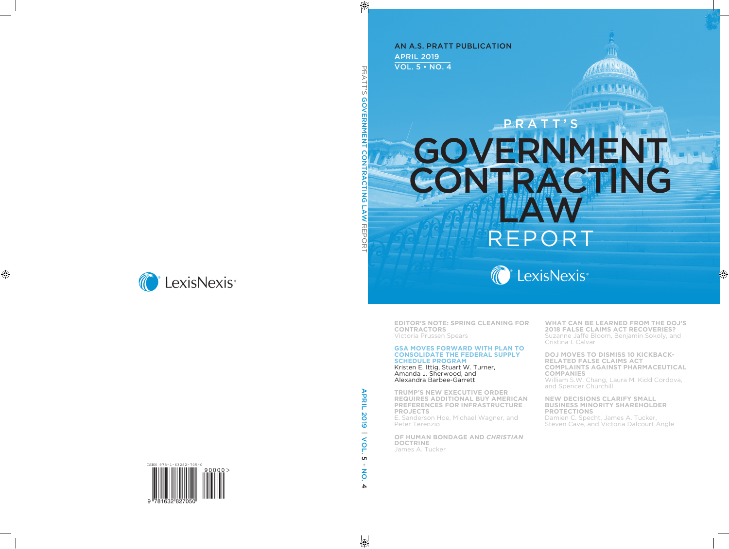AN A.S. PRATT PUBLICATION
APRIL 2019
VOL. 5 • NO. 4

# PRATT'S GOVERNMENT CONTRACTING LAW REPORT

LexisNexis

**EDITOR'S NOTE: SPRING CLEANING FOR CONTRACTORS**
Victoria Prussen Spears

**GSA MOVES FORWARD WITH PLAN TO CONSOLIDATE THE FEDERAL SUPPLY SCHEDULE PROGRAM**
Kristen E. Ittig, Stuart W. Turner, Amanda J. Sherwood, and Alexandra Barbee-Garrett

**TRUMP'S NEW EXECUTIVE ORDER REQUIRES ADDITIONAL BUY AMERICAN PREFERENCES FOR INFRASTRUCTURE PROJECTS**
E. Sanderson Hoe, Michael Wagner, and Peter Terenzio

**OF HUMAN BONDAGE AND *CHRISTIAN* DOCTRINE**
James A. Tucker

**WHAT CAN BE LEARNED FROM THE DOJ'S 2018 FALSE CLAIMS ACT RECOVERIES?**
Suzanne Jaffe Bloom, Benjamin Sokoly, and Cristina I. Calvar

**DOJ MOVES TO DISMISS 10 KICKBACK-RELATED FALSE CLAIMS ACT COMPLAINTS AGAINST PHARMACEUTICAL COMPANIES**
William S.W. Chang, Laura M. Kidd Cordova, and Spencer Churchill

**NEW DECISIONS CLARIFY SMALL BUSINESS MINORITY SHAREHOLDER PROTECTIONS**
Damien C. Specht, James A. Tucker, Steven Cave, and Victoria Dalcourt Angle

PRATT'S GOVERNMENT CONTRACTING LAW REPORT

APRIL 2019 || VOL. 5 • NO. 4

LexisNexis

ISBN 978-1-63282-705-0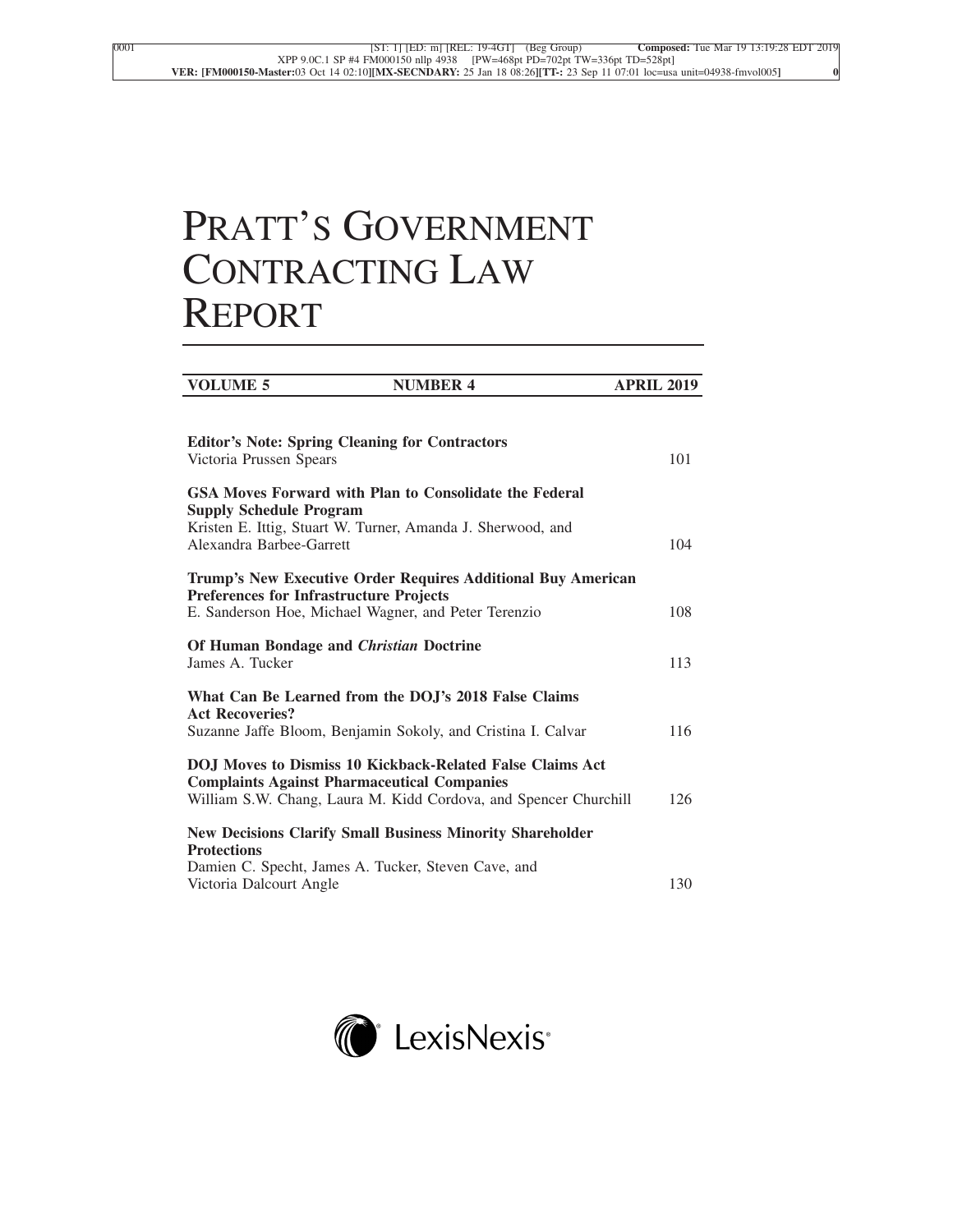# PRATT'S GOVERNMENT CONTRACTING LAW REPORT

**VOLUME 5 NUMBER 4 APRIL 2019**

**Editor's Note: Spring Cleaning for Contractors**
Victoria Prussen Spears 101

**GSA Moves Forward with Plan to Consolidate the Federal Supply Schedule Program**
Kristen E. Ittig, Stuart W. Turner, Amanda J. Sherwood, and Alexandra Barbee-Garrett 104

**Trump's New Executive Order Requires Additional Buy American Preferences for Infrastructure Projects**
E. Sanderson Hoe, Michael Wagner, and Peter Terenzio 108

**Of Human Bondage and *Christian* Doctrine**
James A. Tucker 113

**What Can Be Learned from the DOJ's 2018 False Claims Act Recoveries?**
Suzanne Jaffe Bloom, Benjamin Sokoly, and Cristina I. Calvar 116

**DOJ Moves to Dismiss 10 Kickback-Related False Claims Act Complaints Against Pharmaceutical Companies**
William S.W. Chang, Laura M. Kidd Cordova, and Spencer Churchill 126

**New Decisions Clarify Small Business Minority Shareholder Protections**
Damien C. Specht, James A. Tucker, Steven Cave, and Victoria Dalcourt Angle 130

LexisNexis®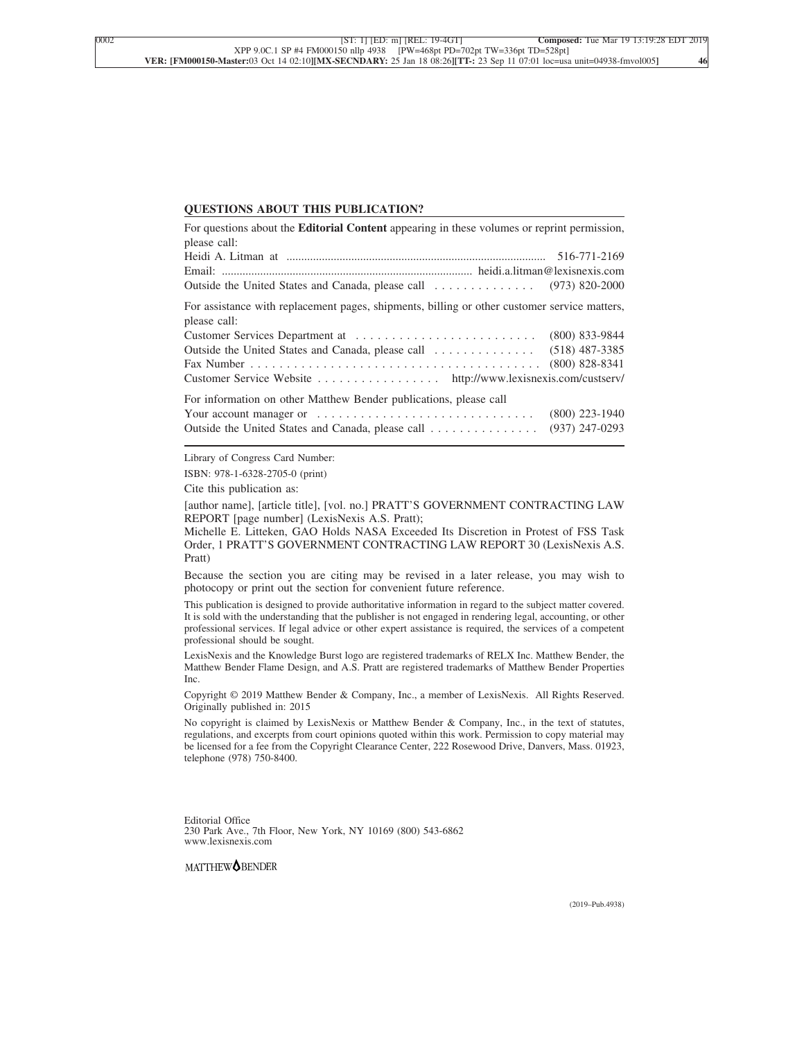## QUESTIONS ABOUT THIS PUBLICATION?

For questions about the **Editorial Content** appearing in these volumes or reprint permission, please call:

Heidi A. Litman at ........................................ 516-771-2169
Email: ........................................ heidi.a.litman@lexisnexis.com
Outside the United States and Canada, please call . . . . . . . . . . . . . . (973) 820-2000

For assistance with replacement pages, shipments, billing or other customer service matters, please call:

Customer Services Department at . . . . . . . . . . . . . . . . . . . . . . . . . (800) 833-9844
Outside the United States and Canada, please call . . . . . . . . . . . . . . (518) 487-3385
Fax Number . . . . . . . . . . . . . . . . . . . . . . . . . . . . . . . . . . . . . . . . (800) 828-8341
Customer Service Website . . . . . . . . . . . . . . . . . http://www.lexisnexis.com/custserv/

For information on other Matthew Bender publications, please call

Your account manager or . . . . . . . . . . . . . . . . . . . . . . . . . . . . . . (800) 223-1940
Outside the United States and Canada, please call . . . . . . . . . . . . . . . (937) 247-0293

---

Library of Congress Card Number:

ISBN: 978-1-6328-2705-0 (print)

Cite this publication as:

[author name], [article title], [vol. no.] PRATT'S GOVERNMENT CONTRACTING LAW REPORT [page number] (LexisNexis A.S. Pratt);

Michelle E. Litteken, GAO Holds NASA Exceeded Its Discretion in Protest of FSS Task Order, 1 PRATT'S GOVERNMENT CONTRACTING LAW REPORT 30 (LexisNexis A.S. Pratt)

Because the section you are citing may be revised in a later release, you may wish to photocopy or print out the section for convenient future reference.

This publication is designed to provide authoritative information in regard to the subject matter covered. It is sold with the understanding that the publisher is not engaged in rendering legal, accounting, or other professional services. If legal advice or other expert assistance is required, the services of a competent professional should be sought.

LexisNexis and the Knowledge Burst logo are registered trademarks of RELX Inc. Matthew Bender, the Matthew Bender Flame Design, and A.S. Pratt are registered trademarks of Matthew Bender Properties Inc.

Copyright © 2019 Matthew Bender & Company, Inc., a member of LexisNexis. All Rights Reserved. Originally published in: 2015

No copyright is claimed by LexisNexis or Matthew Bender & Company, Inc., in the text of statutes, regulations, and excerpts from court opinions quoted within this work. Permission to copy material may be licensed for a fee from the Copyright Clearance Center, 222 Rosewood Drive, Danvers, Mass. 01923, telephone (978) 750-8400.

Editorial Office
230 Park Ave., 7th Floor, New York, NY 10169 (800) 543-6862
www.lexisnexis.com

MATTHEW BENDER

(2019–Pub.4938)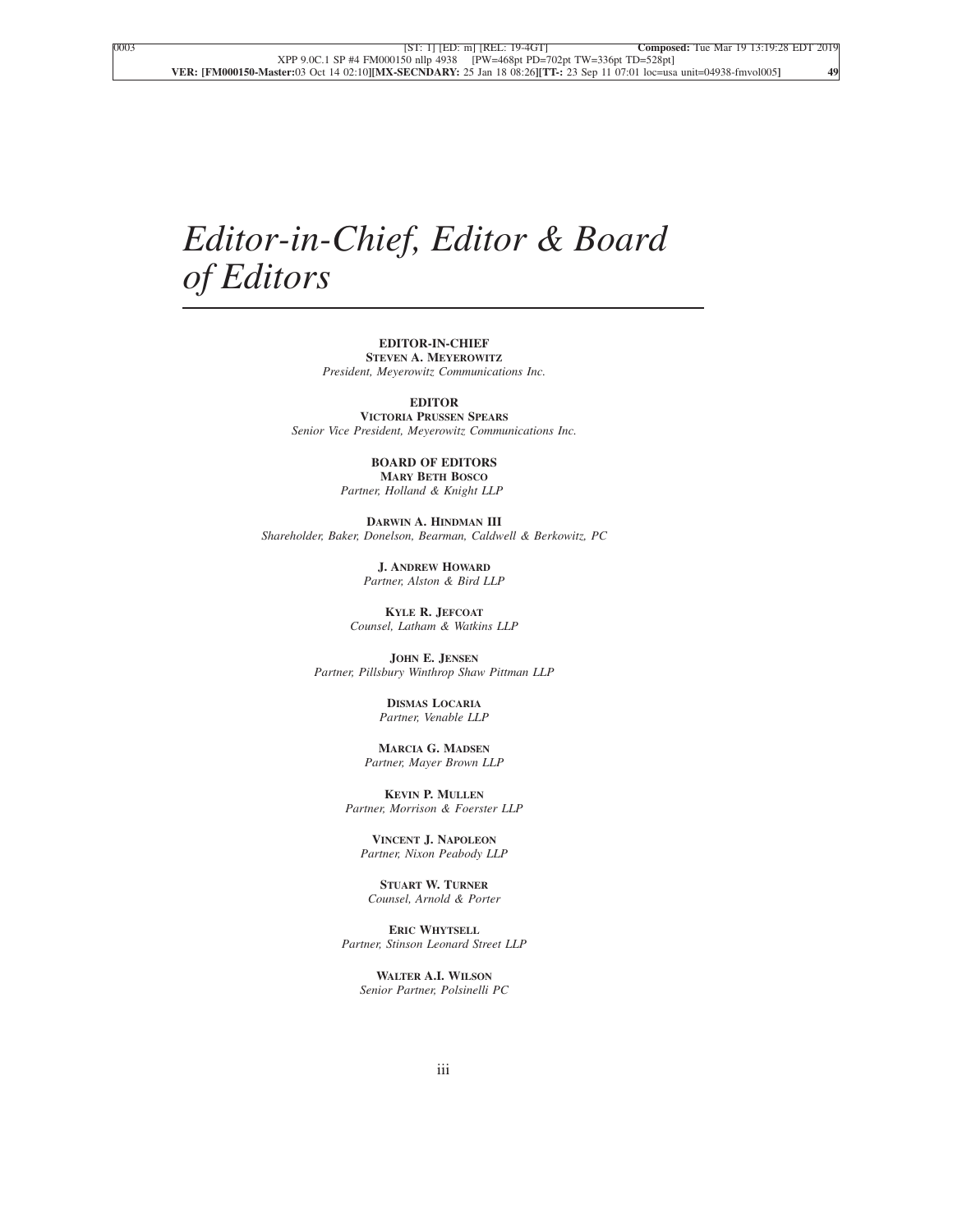# *Editor-in-Chief, Editor & Board of Editors*

**EDITOR-IN-CHIEF**
**STEVEN A. MEYEROWITZ**
*President, Meyerowitz Communications Inc.*

**EDITOR**
**VICTORIA PRUSSEN SPEARS**
*Senior Vice President, Meyerowitz Communications Inc.*

**BOARD OF EDITORS**
**MARY BETH BOSCO**
*Partner, Holland & Knight LLP*

**DARWIN A. HINDMAN III**
*Shareholder, Baker, Donelson, Bearman, Caldwell & Berkowitz, PC*

**J. ANDREW HOWARD**
*Partner, Alston & Bird LLP*

**KYLE R. JEFCOAT**
*Counsel, Latham & Watkins LLP*

**JOHN E. JENSEN**
*Partner, Pillsbury Winthrop Shaw Pittman LLP*

**DISMAS LOCARIA**
*Partner, Venable LLP*

**MARCIA G. MADSEN**
*Partner, Mayer Brown LLP*

**KEVIN P. MULLEN**
*Partner, Morrison & Foerster LLP*

**VINCENT J. NAPOLEON**
*Partner, Nixon Peabody LLP*

**STUART W. TURNER**
*Counsel, Arnold & Porter*

**ERIC WHYTSELL**
*Partner, Stinson Leonard Street LLP*

**WALTER A.I. WILSON**
*Senior Partner, Polsinelli PC*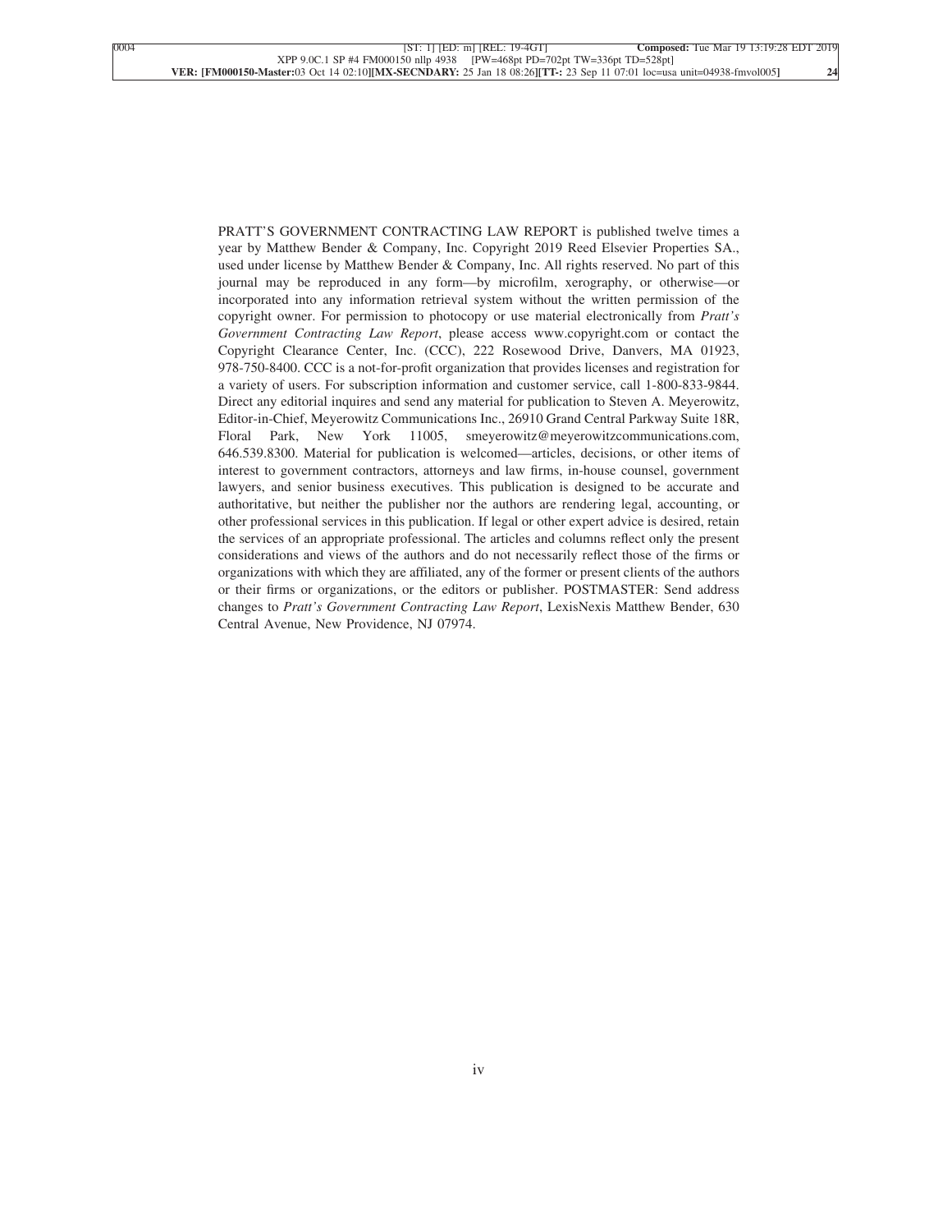PRATT'S GOVERNMENT CONTRACTING LAW REPORT is published twelve times a year by Matthew Bender & Company, Inc. Copyright 2019 Reed Elsevier Properties SA., used under license by Matthew Bender & Company, Inc. All rights reserved. No part of this journal may be reproduced in any form—by microfilm, xerography, or otherwise—or incorporated into any information retrieval system without the written permission of the copyright owner. For permission to photocopy or use material electronically from *Pratt's Government Contracting Law Report*, please access www.copyright.com or contact the Copyright Clearance Center, Inc. (CCC), 222 Rosewood Drive, Danvers, MA 01923, 978-750-8400. CCC is a not-for-profit organization that provides licenses and registration for a variety of users. For subscription information and customer service, call 1-800-833-9844. Direct any editorial inquires and send any material for publication to Steven A. Meyerowitz, Editor-in-Chief, Meyerowitz Communications Inc., 26910 Grand Central Parkway Suite 18R, Floral Park, New York 11005, smeyerowitz@meyerowitzcommunications.com, 646.539.8300. Material for publication is welcomed—articles, decisions, or other items of interest to government contractors, attorneys and law firms, in-house counsel, government lawyers, and senior business executives. This publication is designed to be accurate and authoritative, but neither the publisher nor the authors are rendering legal, accounting, or other professional services in this publication. If legal or other expert advice is desired, retain the services of an appropriate professional. The articles and columns reflect only the present considerations and views of the authors and do not necessarily reflect those of the firms or organizations with which they are affiliated, any of the former or present clients of the authors or their firms or organizations, or the editors or publisher. POSTMASTER: Send address changes to *Pratt's Government Contracting Law Report*, LexisNexis Matthew Bender, 630 Central Avenue, New Providence, NJ 07974.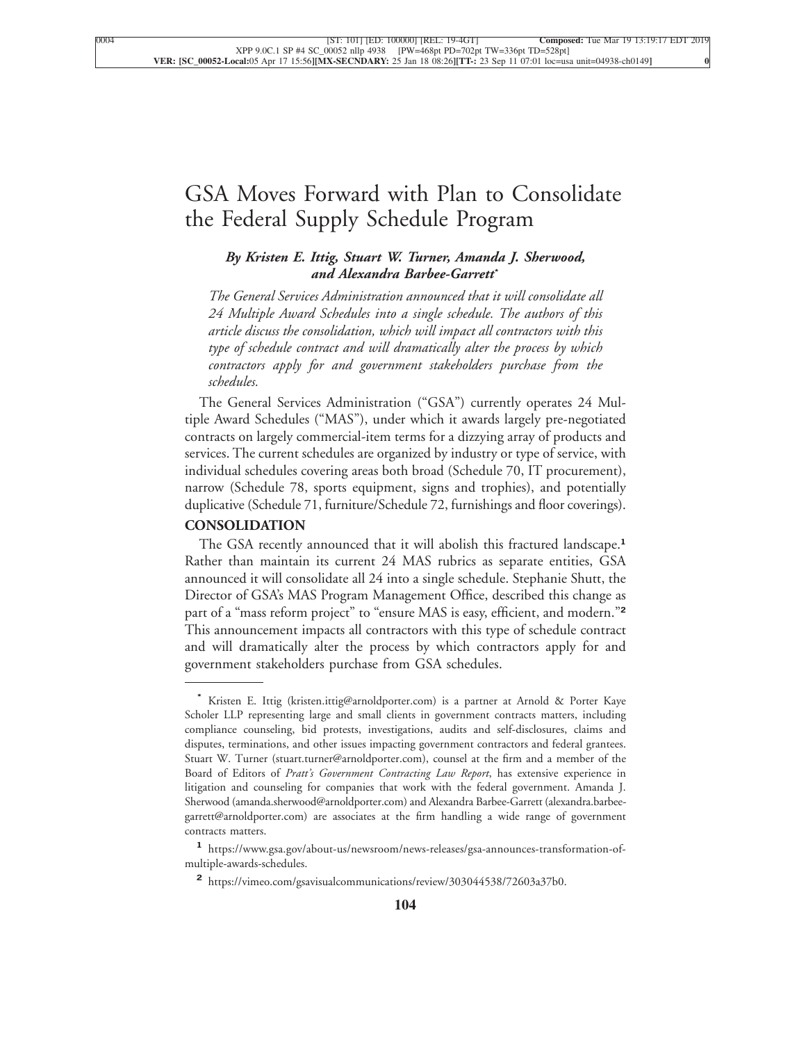# GSA Moves Forward with Plan to Consolidate the Federal Supply Schedule Program

***By Kristen E. Ittig, Stuart W. Turner, Amanda J. Sherwood, and Alexandra Barbee-Garrett****

*The General Services Administration announced that it will consolidate all 24 Multiple Award Schedules into a single schedule. The authors of this article discuss the consolidation, which will impact all contractors with this type of schedule contract and will dramatically alter the process by which contractors apply for and government stakeholders purchase from the schedules.*

The General Services Administration ("GSA") currently operates 24 Multiple Award Schedules ("MAS"), under which it awards largely pre-negotiated contracts on largely commercial-item terms for a dizzying array of products and services. The current schedules are organized by industry or type of service, with individual schedules covering areas both broad (Schedule 70, IT procurement), narrow (Schedule 78, sports equipment, signs and trophies), and potentially duplicative (Schedule 71, furniture/Schedule 72, furnishings and floor coverings).

## CONSOLIDATION

The GSA recently announced that it will abolish this fractured landscape.[1] Rather than maintain its current 24 MAS rubrics as separate entities, GSA announced it will consolidate all 24 into a single schedule. Stephanie Shutt, the Director of GSA's MAS Program Management Office, described this change as part of a "mass reform project" to "ensure MAS is easy, efficient, and modern."[2] This announcement impacts all contractors with this type of schedule contract and will dramatically alter the process by which contractors apply for and government stakeholders purchase from GSA schedules.

---

\* Kristen E. Ittig (kristen.ittig@arnoldporter.com) is a partner at Arnold & Porter Kaye Scholer LLP representing large and small clients in government contracts matters, including compliance counseling, bid protests, investigations, audits and self-disclosures, claims and disputes, terminations, and other issues impacting government contractors and federal grantees. Stuart W. Turner (stuart.turner@arnoldporter.com), counsel at the firm and a member of the Board of Editors of *Pratt's Government Contracting Law Report*, has extensive experience in litigation and counseling for companies that work with the federal government. Amanda J. Sherwood (amanda.sherwood@arnoldporter.com) and Alexandra Barbee-Garrett (alexandra.barbee-garrett@arnoldporter.com) are associates at the firm handling a wide range of government contracts matters.

[1] https://www.gsa.gov/about-us/newsroom/news-releases/gsa-announces-transformation-of-multiple-awards-schedules.

[2] https://vimeo.com/gsavisualcommunications/review/303044538/72603a37b0.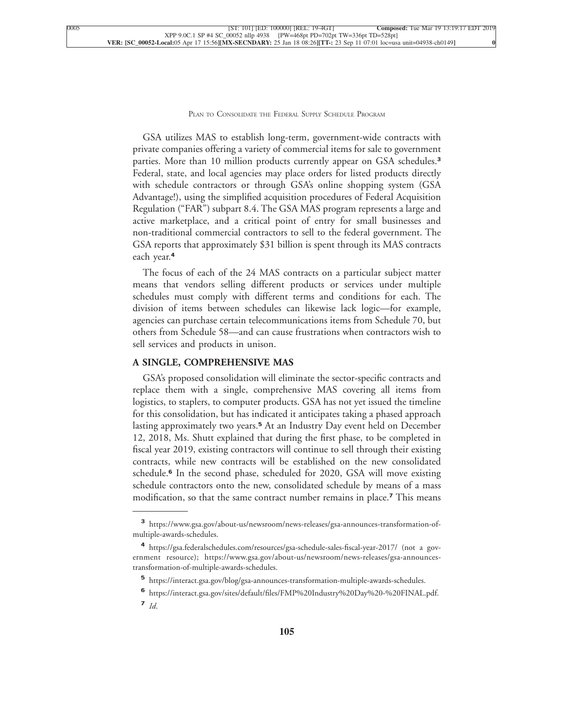GSA utilizes MAS to establish long-term, government-wide contracts with private companies offering a variety of commercial items for sale to government parties. More than 10 million products currently appear on GSA schedules.[3] Federal, state, and local agencies may place orders for listed products directly with schedule contractors or through GSA's online shopping system (GSA Advantage!), using the simplified acquisition procedures of Federal Acquisition Regulation ("FAR") subpart 8.4. The GSA MAS program represents a large and active marketplace, and a critical point of entry for small businesses and non-traditional commercial contractors to sell to the federal government. The GSA reports that approximately $31 billion is spent through its MAS contracts each year.[4]

The focus of each of the 24 MAS contracts on a particular subject matter means that vendors selling different products or services under multiple schedules must comply with different terms and conditions for each. The division of items between schedules can likewise lack logic—for example, agencies can purchase certain telecommunications items from Schedule 70, but others from Schedule 58—and can cause frustrations when contractors wish to sell services and products in unison.

## A SINGLE, COMPREHENSIVE MAS

GSA's proposed consolidation will eliminate the sector-specific contracts and replace them with a single, comprehensive MAS covering all items from logistics, to staplers, to computer products. GSA has not yet issued the timeline for this consolidation, but has indicated it anticipates taking a phased approach lasting approximately two years.[5] At an Industry Day event held on December 12, 2018, Ms. Shutt explained that during the first phase, to be completed in fiscal year 2019, existing contractors will continue to sell through their existing contracts, while new contracts will be established on the new consolidated schedule.[6] In the second phase, scheduled for 2020, GSA will move existing schedule contractors onto the new, consolidated schedule by means of a mass modification, so that the same contract number remains in place.[7] This means

---

[3] https://www.gsa.gov/about-us/newsroom/news-releases/gsa-announces-transformation-of-multiple-awards-schedules.

[4] https://gsa.federalschedules.com/resources/gsa-schedule-sales-fiscal-year-2017/ (not a government resource); https://www.gsa.gov/about-us/newsroom/news-releases/gsa-announces-transformation-of-multiple-awards-schedules.

[5] https://interact.gsa.gov/blog/gsa-announces-transformation-multiple-awards-schedules.

[6] https://interact.gsa.gov/sites/default/files/FMP%20Industry%20Day%20-%20FINAL.pdf.

[7] *Id*.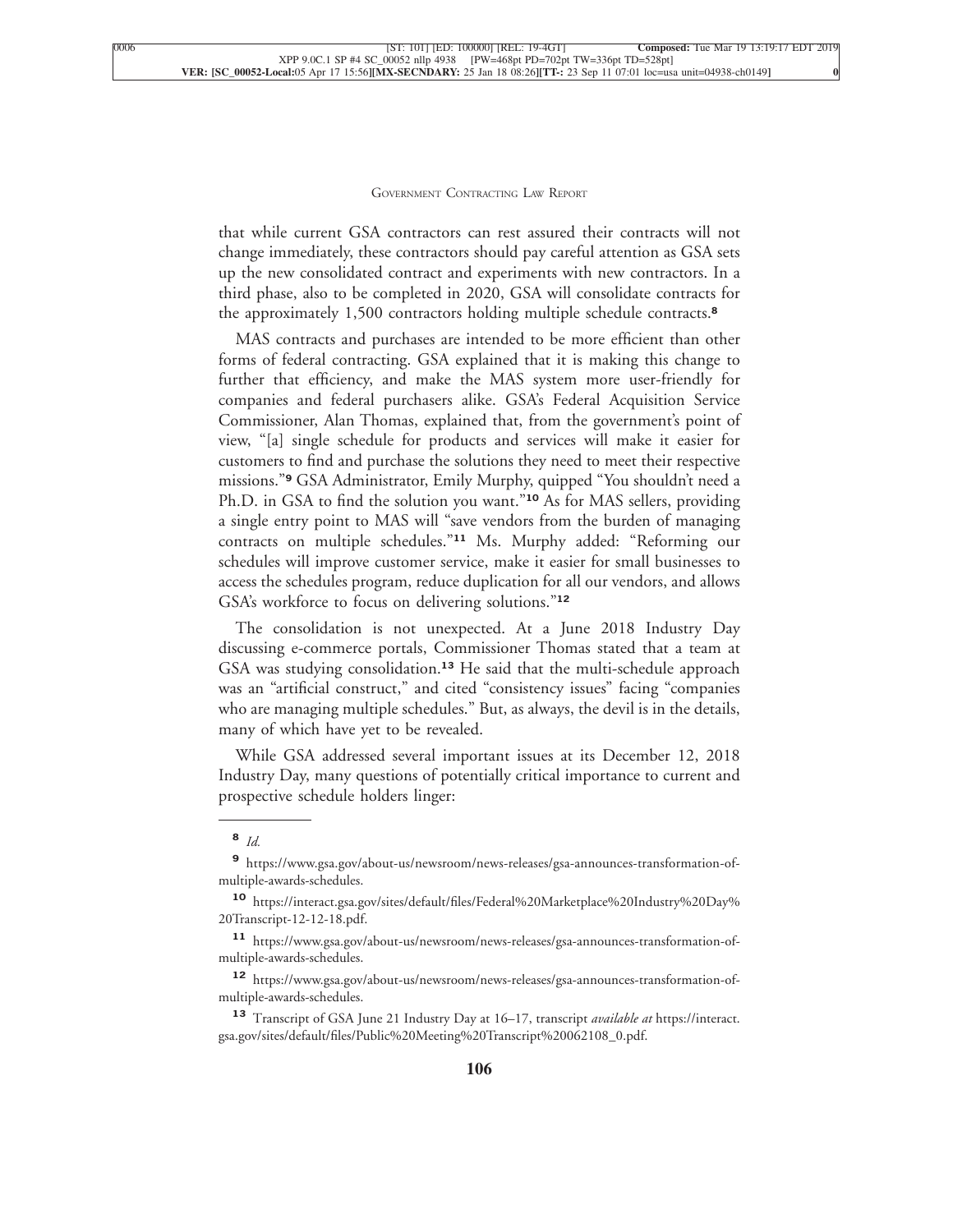that while current GSA contractors can rest assured their contracts will not change immediately, these contractors should pay careful attention as GSA sets up the new consolidated contract and experiments with new contractors. In a third phase, also to be completed in 2020, GSA will consolidate contracts for the approximately 1,500 contractors holding multiple schedule contracts.[8]

MAS contracts and purchases are intended to be more efficient than other forms of federal contracting. GSA explained that it is making this change to further that efficiency, and make the MAS system more user-friendly for companies and federal purchasers alike. GSA's Federal Acquisition Service Commissioner, Alan Thomas, explained that, from the government's point of view, "[a] single schedule for products and services will make it easier for customers to find and purchase the solutions they need to meet their respective missions."[9] GSA Administrator, Emily Murphy, quipped "You shouldn't need a Ph.D. in GSA to find the solution you want."[10] As for MAS sellers, providing a single entry point to MAS will "save vendors from the burden of managing contracts on multiple schedules."[11] Ms. Murphy added: "Reforming our schedules will improve customer service, make it easier for small businesses to access the schedules program, reduce duplication for all our vendors, and allows GSA's workforce to focus on delivering solutions."[12]

The consolidation is not unexpected. At a June 2018 Industry Day discussing e-commerce portals, Commissioner Thomas stated that a team at GSA was studying consolidation.[13] He said that the multi-schedule approach was an "artificial construct," and cited "consistency issues" facing "companies who are managing multiple schedules." But, as always, the devil is in the details, many of which have yet to be revealed.

While GSA addressed several important issues at its December 12, 2018 Industry Day, many questions of potentially critical importance to current and prospective schedule holders linger:

---

[8] *Id.*

[9] https://www.gsa.gov/about-us/newsroom/news-releases/gsa-announces-transformation-of-multiple-awards-schedules.

[10] https://interact.gsa.gov/sites/default/files/Federal%20Marketplace%20Industry%20Day%20Transcript-12-12-18.pdf.

[11] https://www.gsa.gov/about-us/newsroom/news-releases/gsa-announces-transformation-of-multiple-awards-schedules.

[12] https://www.gsa.gov/about-us/newsroom/news-releases/gsa-announces-transformation-of-multiple-awards-schedules.

[13] Transcript of GSA June 21 Industry Day at 16–17, transcript *available at* https://interact.gsa.gov/sites/default/files/Public%20Meeting%20Transcript%20062108_0.pdf.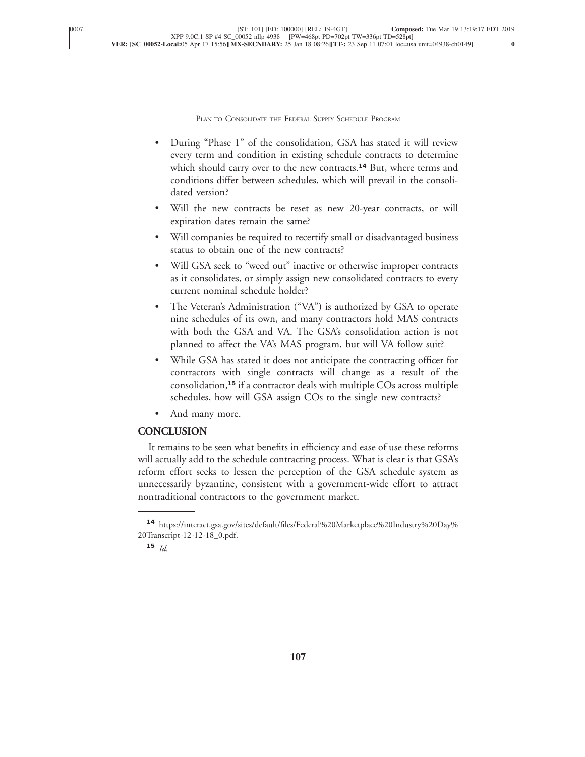- During "Phase 1" of the consolidation, GSA has stated it will review every term and condition in existing schedule contracts to determine which should carry over to the new contracts.[14] But, where terms and conditions differ between schedules, which will prevail in the consolidated version?
- Will the new contracts be reset as new 20-year contracts, or will expiration dates remain the same?
- Will companies be required to recertify small or disadvantaged business status to obtain one of the new contracts?
- Will GSA seek to "weed out" inactive or otherwise improper contracts as it consolidates, or simply assign new consolidated contracts to every current nominal schedule holder?
- The Veteran's Administration ("VA") is authorized by GSA to operate nine schedules of its own, and many contractors hold MAS contracts with both the GSA and VA. The GSA's consolidation action is not planned to affect the VA's MAS program, but will VA follow suit?
- While GSA has stated it does not anticipate the contracting officer for contractors with single contracts will change as a result of the consolidation,[15] if a contractor deals with multiple COs across multiple schedules, how will GSA assign COs to the single new contracts?
- And many more.

## CONCLUSION

It remains to be seen what benefits in efficiency and ease of use these reforms will actually add to the schedule contracting process. What is clear is that GSA's reform effort seeks to lessen the perception of the GSA schedule system as unnecessarily byzantine, consistent with a government-wide effort to attract nontraditional contractors to the government market.

---

[14] https://interact.gsa.gov/sites/default/files/Federal%20Marketplace%20Industry%20Day%20Transcript-12-12-18_0.pdf.

[15] *Id.*